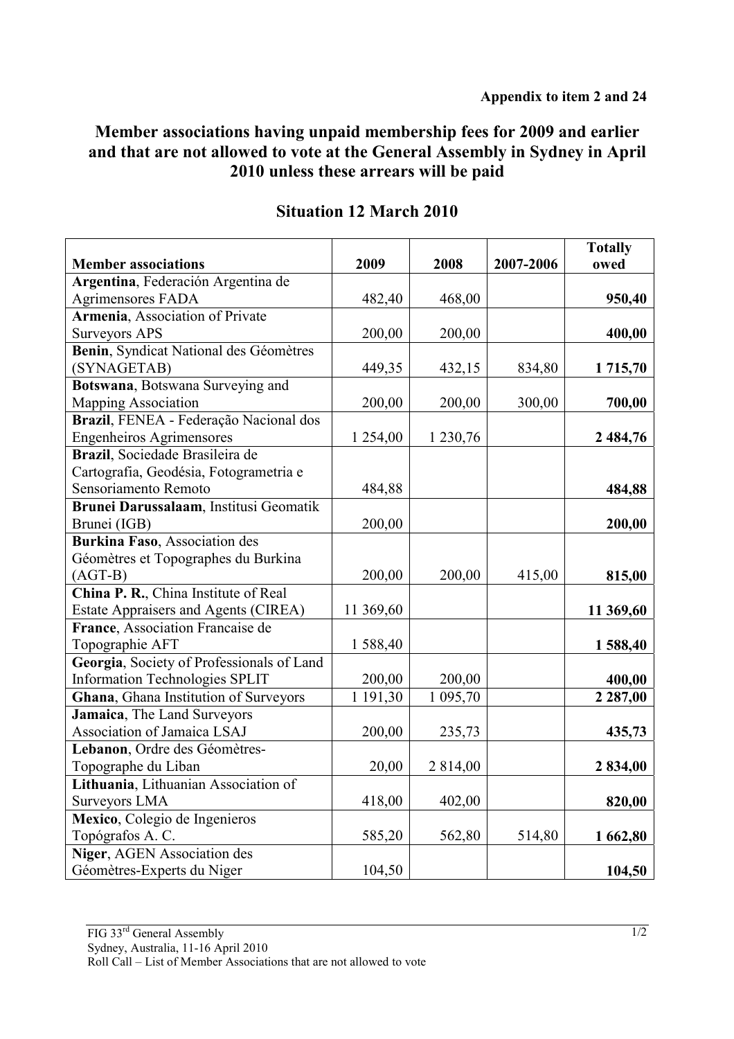**Appendix to item 2 and 24**

# Member associations having unpaid membership fees for 2009 and earlier and that are not allowed to vote at the General Assembly in Sydney in April 2010 unless these arrears will be paid

## Situation 12 March 2010

| Member associations | 2009 | 2008 | 2007-2006 | Totally owed |
|---|---|---|---|---|
| **Argentina**, Federación Argentina de Agrimensores FADA | 482,40 | 468,00 | | **950,40** |
| **Armenia**, Association of Private Surveyors APS | 200,00 | 200,00 | | **400,00** |
| **Benin**, Syndicat National des Géomètres (SYNAGETAB) | 449,35 | 432,15 | 834,80 | **1 715,70** |
| **Botswana**, Botswana Surveying and Mapping Association | 200,00 | 200,00 | 300,00 | **700,00** |
| **Brazil**, FENEA - Federação Nacional dos Engenheiros Agrimensores | 1 254,00 | 1 230,76 | | **2 484,76** |
| **Brazil**, Sociedade Brasileira de Cartografia, Geodésia, Fotogrametria e Sensoriamento Remoto | 484,88 | | | **484,88** |
| **Brunei Darussalaam**, Institusi Geomatik Brunei (IGB) | 200,00 | | | **200,00** |
| **Burkina Faso**, Association des Géomètres et Topographes du Burkina (AGT-B) | 200,00 | 200,00 | 415,00 | **815,00** |
| **China P. R.**, China Institute of Real Estate Appraisers and Agents (CIREA) | 11 369,60 | | | **11 369,60** |
| **France**, Association Francaise de Topographie AFT | 1 588,40 | | | **1 588,40** |
| **Georgia**, Society of Professionals of Land Information Technologies SPLIT | 200,00 | 200,00 | | **400,00** |
| **Ghana**, Ghana Institution of Surveyors | 1 191,30 | 1 095,70 | | **2 287,00** |
| **Jamaica**, The Land Surveyors Association of Jamaica LSAJ | 200,00 | 235,73 | | **435,73** |
| **Lebanon**, Ordre des Géomètres-Topographe du Liban | 20,00 | 2 814,00 | | **2 834,00** |
| **Lithuania**, Lithuanian Association of Surveyors LMA | 418,00 | 402,00 | | **820,00** |
| **Mexico**, Colegio de Ingenieros Topógrafos A. C. | 585,20 | 562,80 | 514,80 | **1 662,80** |
| **Niger**, AGEN Association des Géomètres-Experts du Niger | 104,50 | | | **104,50** |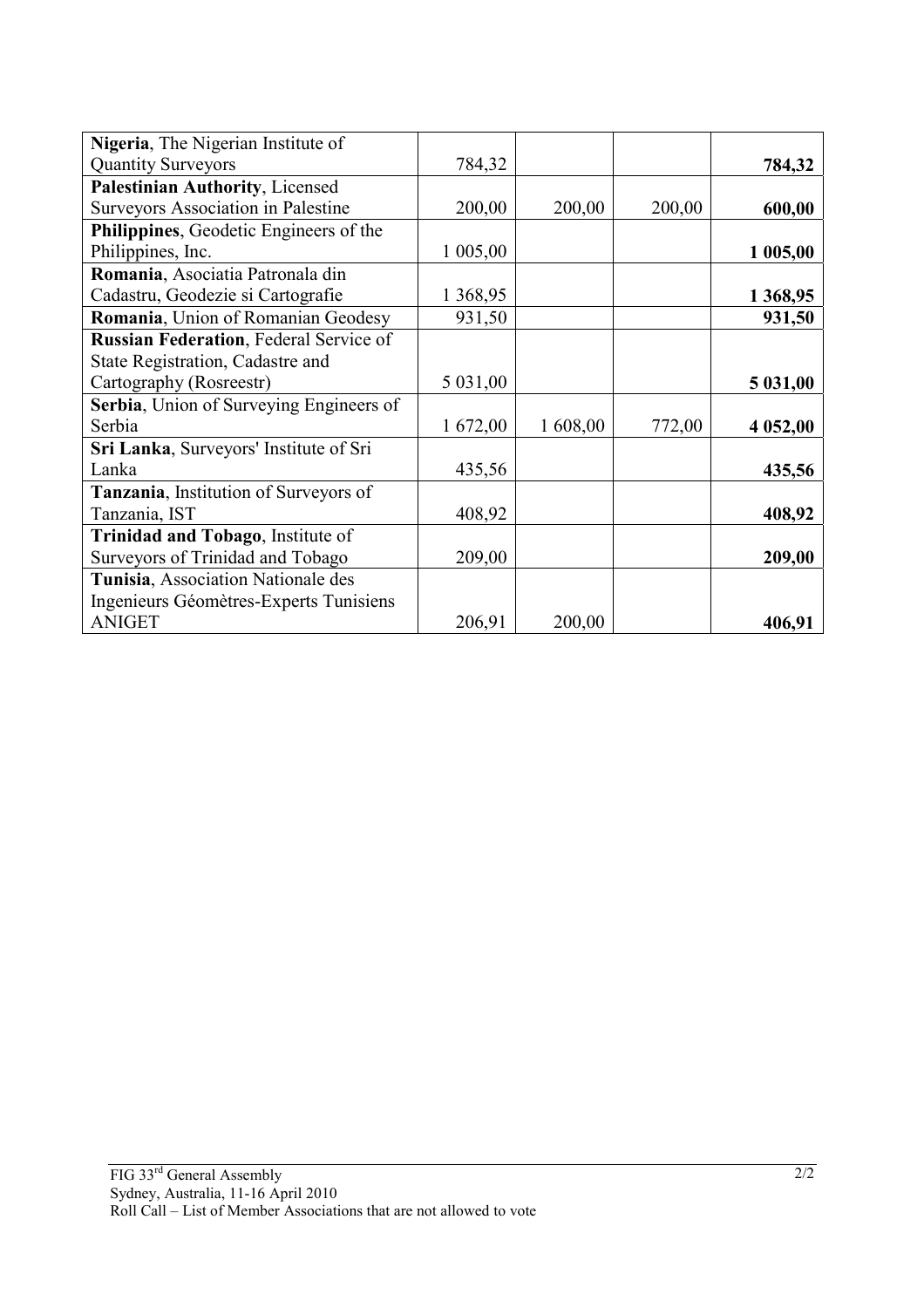| | | | | |
|---|---|---|---|---|
| **Nigeria**, The Nigerian Institute of Quantity Surveyors | 784,32 | | | **784,32** |
| **Palestinian Authority**, Licensed Surveyors Association in Palestine | 200,00 | 200,00 | 200,00 | **600,00** |
| **Philippines**, Geodetic Engineers of the Philippines, Inc. | 1 005,00 | | | **1 005,00** |
| **Romania**, Asociatia Patronala din Cadastru, Geodezie si Cartografie | 1 368,95 | | | **1 368,95** |
| **Romania**, Union of Romanian Geodesy | 931,50 | | | **931,50** |
| **Russian Federation**, Federal Service of State Registration, Cadastre and Cartography (Rosreestr) | 5 031,00 | | | **5 031,00** |
| **Serbia**, Union of Surveying Engineers of Serbia | 1 672,00 | 1 608,00 | 772,00 | **4 052,00** |
| **Sri Lanka**, Surveyors' Institute of Sri Lanka | 435,56 | | | **435,56** |
| **Tanzania**, Institution of Surveyors of Tanzania, IST | 408,92 | | | **408,92** |
| **Trinidad and Tobago**, Institute of Surveyors of Trinidad and Tobago | 209,00 | | | **209,00** |
| **Tunisia**, Association Nationale des Ingenieurs Géomètres-Experts Tunisiens ANIGET | 206,91 | 200,00 | | **406,91** |